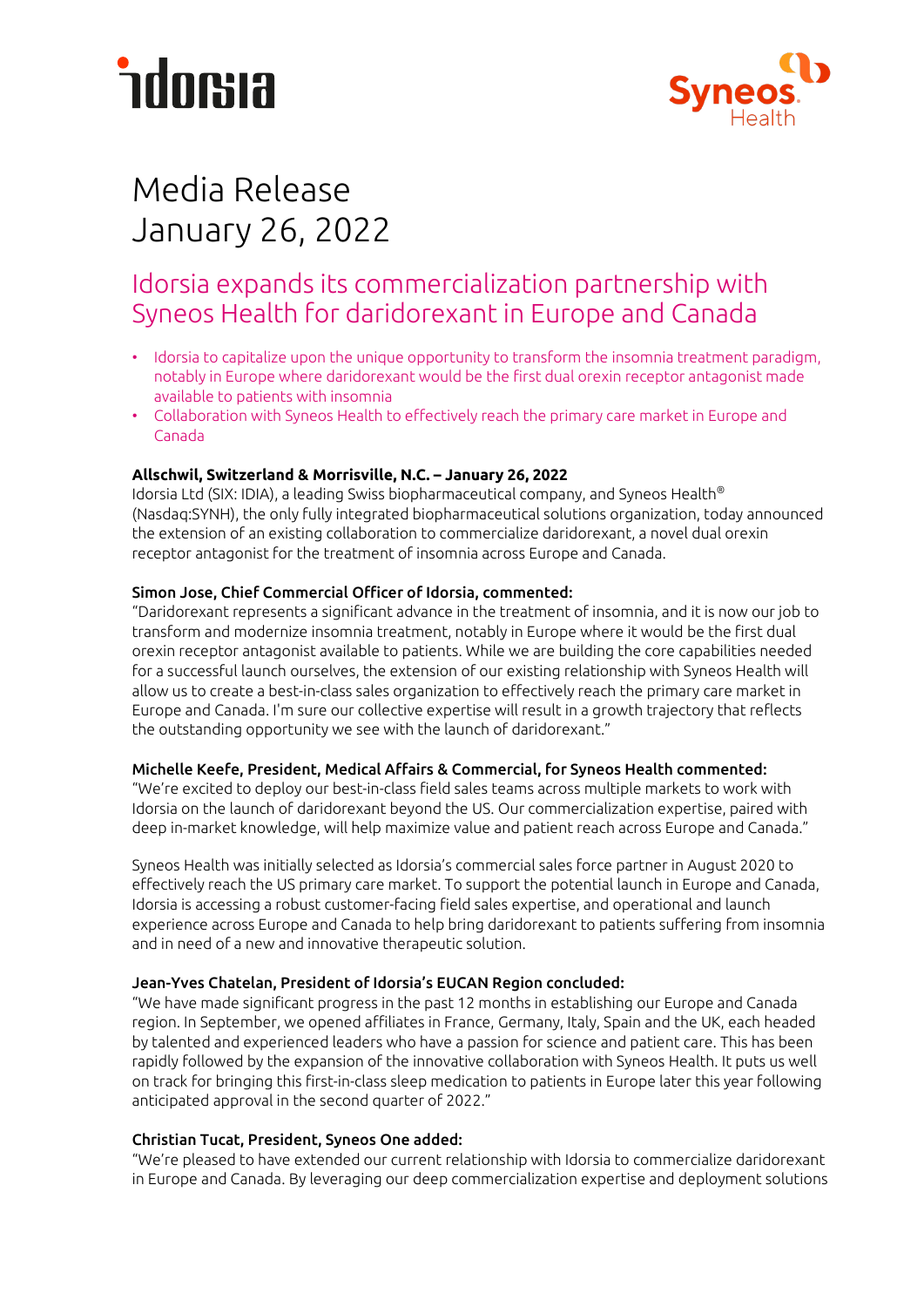# Media Release
January 26, 2022

## Idorsia expands its commercialization partnership with Syneos Health for daridorexant in Europe and Canada

- Idorsia to capitalize upon the unique opportunity to transform the insomnia treatment paradigm, notably in Europe where daridorexant would be the first dual orexin receptor antagonist made available to patients with insomnia
- Collaboration with Syneos Health to effectively reach the primary care market in Europe and Canada

**Allschwil, Switzerland & Morrisville, N.C. – January 26, 2022**
Idorsia Ltd (SIX: IDIA), a leading Swiss biopharmaceutical company, and Syneos Health® (Nasdaq:SYNH), the only fully integrated biopharmaceutical solutions organization, today announced the extension of an existing collaboration to commercialize daridorexant, a novel dual orexin receptor antagonist for the treatment of insomnia across Europe and Canada.

**Simon Jose, Chief Commercial Officer of Idorsia, commented:**
"Daridorexant represents a significant advance in the treatment of insomnia, and it is now our job to transform and modernize insomnia treatment, notably in Europe where it would be the first dual orexin receptor antagonist available to patients. While we are building the core capabilities needed for a successful launch ourselves, the extension of our existing relationship with Syneos Health will allow us to create a best-in-class sales organization to effectively reach the primary care market in Europe and Canada. I'm sure our collective expertise will result in a growth trajectory that reflects the outstanding opportunity we see with the launch of daridorexant."

**Michelle Keefe, President, Medical Affairs & Commercial, for Syneos Health commented:**
"We're excited to deploy our best-in-class field sales teams across multiple markets to work with Idorsia on the launch of daridorexant beyond the US. Our commercialization expertise, paired with deep in-market knowledge, will help maximize value and patient reach across Europe and Canada."

Syneos Health was initially selected as Idorsia's commercial sales force partner in August 2020 to effectively reach the US primary care market. To support the potential launch in Europe and Canada, Idorsia is accessing a robust customer-facing field sales expertise, and operational and launch experience across Europe and Canada to help bring daridorexant to patients suffering from insomnia and in need of a new and innovative therapeutic solution.

**Jean-Yves Chatelan, President of Idorsia's EUCAN Region concluded:**
"We have made significant progress in the past 12 months in establishing our Europe and Canada region. In September, we opened affiliates in France, Germany, Italy, Spain and the UK, each headed by talented and experienced leaders who have a passion for science and patient care. This has been rapidly followed by the expansion of the innovative collaboration with Syneos Health. It puts us well on track for bringing this first-in-class sleep medication to patients in Europe later this year following anticipated approval in the second quarter of 2022."

**Christian Tucat, President, Syneos One added:**
"We're pleased to have extended our current relationship with Idorsia to commercialize daridorexant in Europe and Canada. By leveraging our deep commercialization expertise and deployment solutions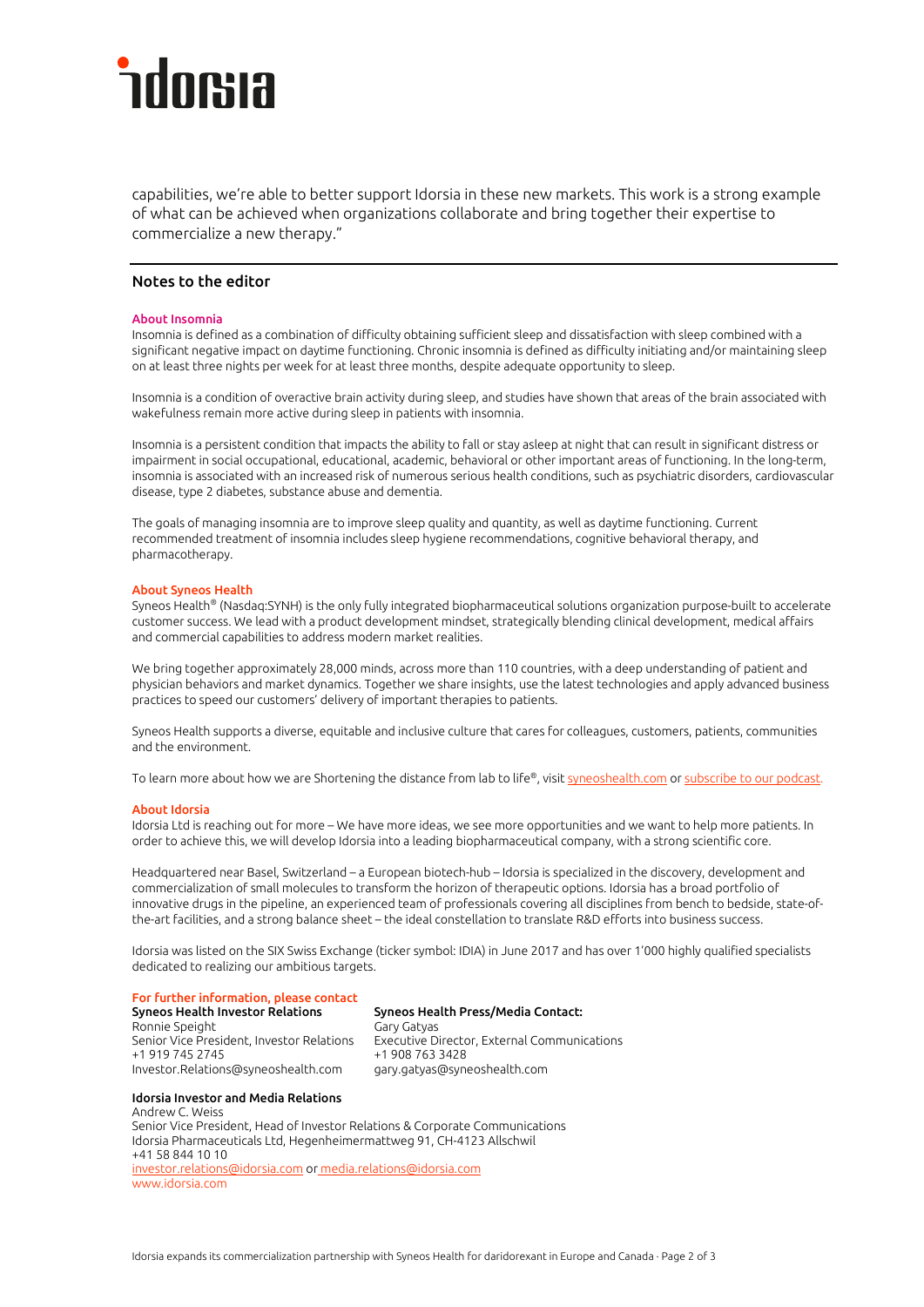capabilities, we're able to better support Idorsia in these new markets. This work is a strong example of what can be achieved when organizations collaborate and bring together their expertise to commercialize a new therapy."

## Notes to the editor

### About Insomnia

Insomnia is defined as a combination of difficulty obtaining sufficient sleep and dissatisfaction with sleep combined with a significant negative impact on daytime functioning. Chronic insomnia is defined as difficulty initiating and/or maintaining sleep on at least three nights per week for at least three months, despite adequate opportunity to sleep.

Insomnia is a condition of overactive brain activity during sleep, and studies have shown that areas of the brain associated with wakefulness remain more active during sleep in patients with insomnia.

Insomnia is a persistent condition that impacts the ability to fall or stay asleep at night that can result in significant distress or impairment in social occupational, educational, academic, behavioral or other important areas of functioning. In the long-term, insomnia is associated with an increased risk of numerous serious health conditions, such as psychiatric disorders, cardiovascular disease, type 2 diabetes, substance abuse and dementia.

The goals of managing insomnia are to improve sleep quality and quantity, as well as daytime functioning. Current recommended treatment of insomnia includes sleep hygiene recommendations, cognitive behavioral therapy, and pharmacotherapy.

### About Syneos Health

Syneos Health® (Nasdaq:SYNH) is the only fully integrated biopharmaceutical solutions organization purpose-built to accelerate customer success. We lead with a product development mindset, strategically blending clinical development, medical affairs and commercial capabilities to address modern market realities.

We bring together approximately 28,000 minds, across more than 110 countries, with a deep understanding of patient and physician behaviors and market dynamics. Together we share insights, use the latest technologies and apply advanced business practices to speed our customers' delivery of important therapies to patients.

Syneos Health supports a diverse, equitable and inclusive culture that cares for colleagues, customers, patients, communities and the environment.

To learn more about how we are Shortening the distance from lab to life®, visit syneoshealth.com or subscribe to our podcast.

### About Idorsia

Idorsia Ltd is reaching out for more – We have more ideas, we see more opportunities and we want to help more patients. In order to achieve this, we will develop Idorsia into a leading biopharmaceutical company, with a strong scientific core.

Headquartered near Basel, Switzerland – a European biotech-hub – Idorsia is specialized in the discovery, development and commercialization of small molecules to transform the horizon of therapeutic options. Idorsia has a broad portfolio of innovative drugs in the pipeline, an experienced team of professionals covering all disciplines from bench to bedside, state-of-the-art facilities, and a strong balance sheet – the ideal constellation to translate R&D efforts into business success.

Idorsia was listed on the SIX Swiss Exchange (ticker symbol: IDIA) in June 2017 and has over 1'000 highly qualified specialists dedicated to realizing our ambitious targets.

### For further information, please contact

**Syneos Health Investor Relations**
Ronnie Speight
Senior Vice President, Investor Relations
+1 919 745 2745
Investor.Relations@syneoshealth.com

**Syneos Health Press/Media Contact:**
Gary Gatyas
Executive Director, External Communications
+1 908 763 3428
gary.gatyas@syneoshealth.com

**Idorsia Investor and Media Relations**
Andrew C. Weiss
Senior Vice President, Head of Investor Relations & Corporate Communications
Idorsia Pharmaceuticals Ltd, Hegenheimermattweg 91, CH-4123 Allschwil
+41 58 844 10 10
investor.relations@idorsia.com or media.relations@idorsia.com
www.idorsia.com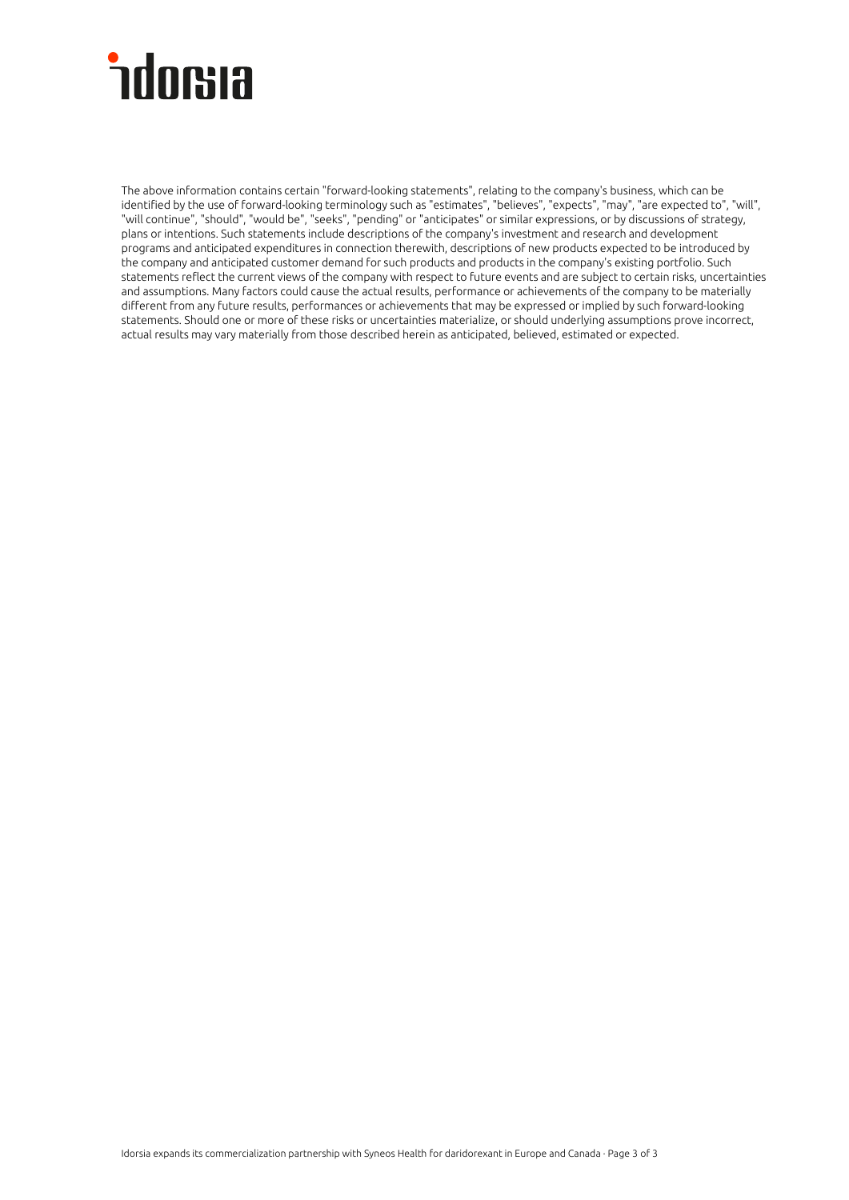The above information contains certain "forward-looking statements", relating to the company's business, which can be identified by the use of forward-looking terminology such as "estimates", "believes", "expects", "may", "are expected to", "will", "will continue", "should", "would be", "seeks", "pending" or "anticipates" or similar expressions, or by discussions of strategy, plans or intentions. Such statements include descriptions of the company's investment and research and development programs and anticipated expenditures in connection therewith, descriptions of new products expected to be introduced by the company and anticipated customer demand for such products and products in the company's existing portfolio. Such statements reflect the current views of the company with respect to future events and are subject to certain risks, uncertainties and assumptions. Many factors could cause the actual results, performance or achievements of the company to be materially different from any future results, performances or achievements that may be expressed or implied by such forward-looking statements. Should one or more of these risks or uncertainties materialize, or should underlying assumptions prove incorrect, actual results may vary materially from those described herein as anticipated, believed, estimated or expected.